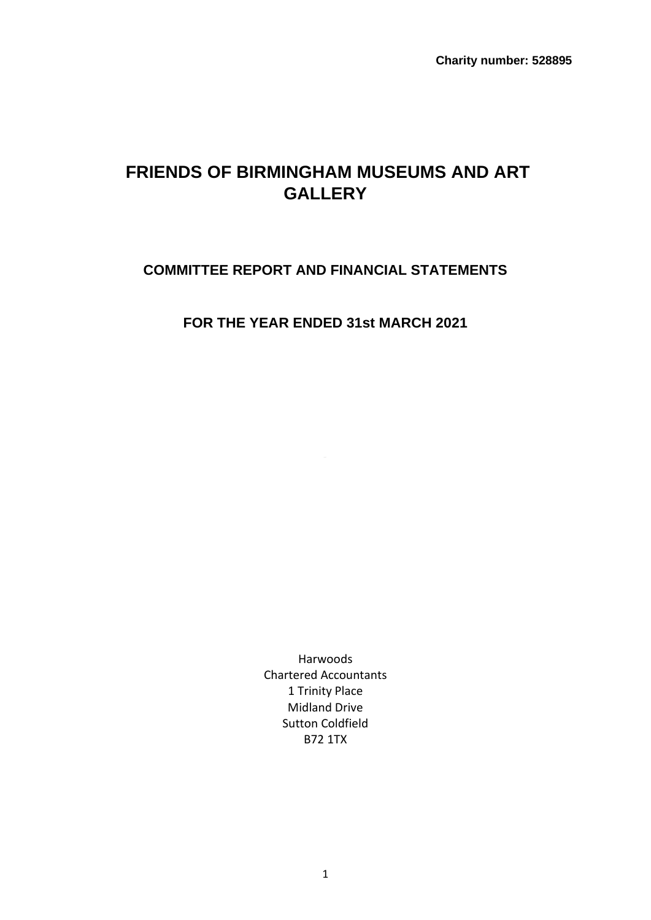**Charity number: 528895**

# FRIENDS OF BIRMINGHAM MUSEUMS AND ART GALLERY

## COMMITTEE REPORT AND FINANCIAL STATEMENTS

## FOR THE YEAR ENDED 31st MARCH 2021

Harwoods
Chartered Accountants
1 Trinity Place
Midland Drive
Sutton Coldfield
B72 1TX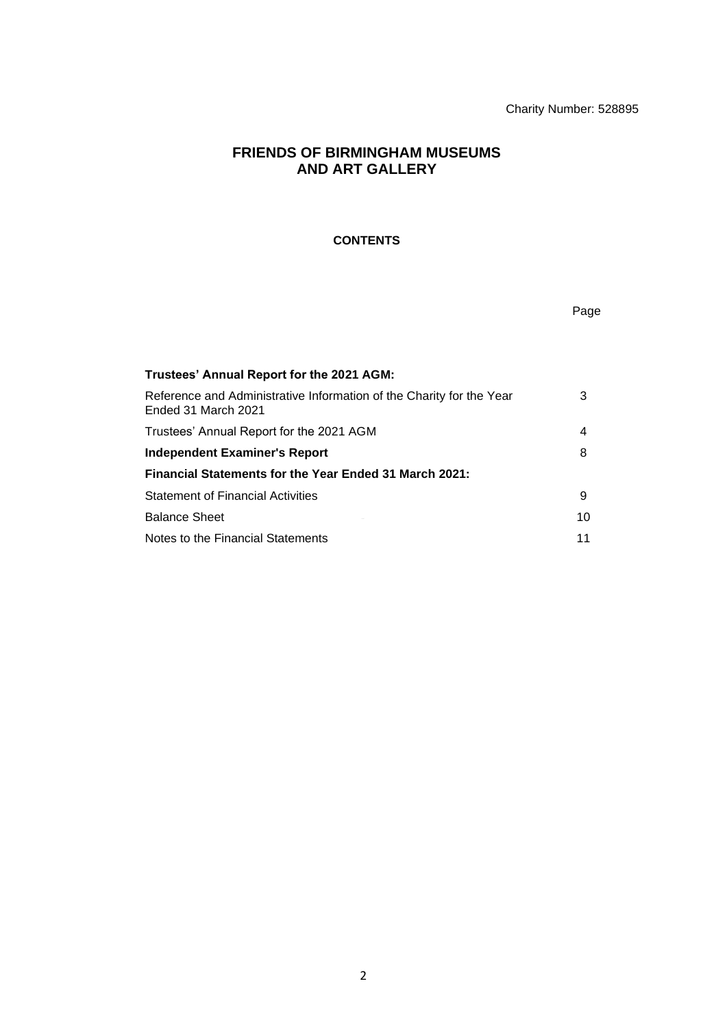Charity Number: 528895

# FRIENDS OF BIRMINGHAM MUSEUMS AND ART GALLERY

## CONTENTS

| | Page |
|---|---|
| **Trustees' Annual Report for the 2021 AGM:** | |
| Reference and Administrative Information of the Charity for the Year Ended 31 March 2021 | 3 |
| Trustees' Annual Report for the 2021 AGM | 4 |
| **Independent Examiner's Report** | 8 |
| **Financial Statements for the Year Ended 31 March 2021:** | |
| Statement of Financial Activities | 9 |
| Balance Sheet | 10 |
| Notes to the Financial Statements | 11 |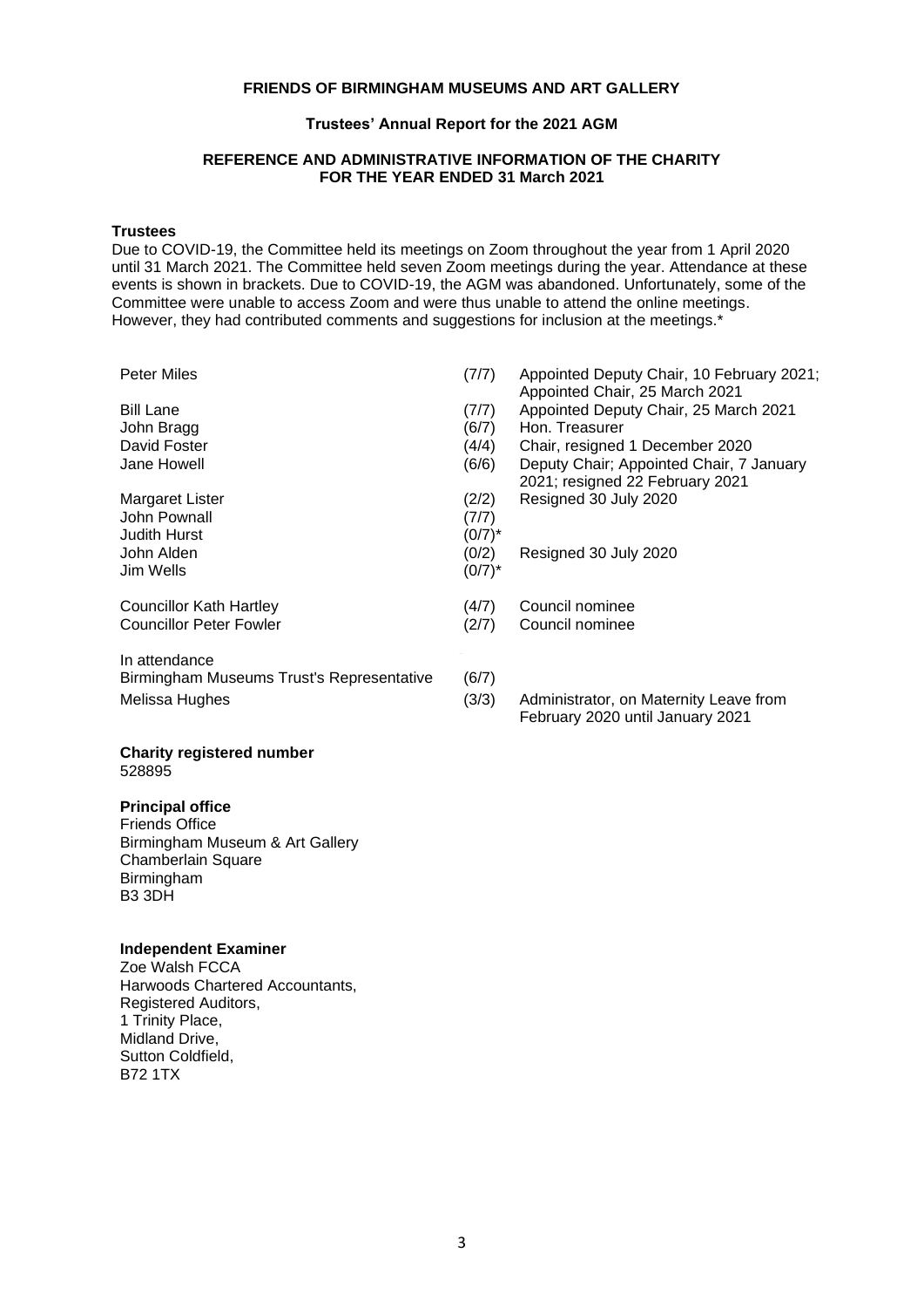**FRIENDS OF BIRMINGHAM MUSEUMS AND ART GALLERY**

**Trustees' Annual Report for the 2021 AGM**

**REFERENCE AND ADMINISTRATIVE INFORMATION OF THE CHARITY FOR THE YEAR ENDED 31 March 2021**

**Trustees**

Due to COVID-19, the Committee held its meetings on Zoom throughout the year from 1 April 2020 until 31 March 2021. The Committee held seven Zoom meetings during the year. Attendance at these events is shown in brackets. Due to COVID-19, the AGM was abandoned. Unfortunately, some of the Committee were unable to access Zoom and were thus unable to attend the online meetings. However, they had contributed comments and suggestions for inclusion at the meetings.*

| | | |
|---|---|---|
| Peter Miles | (7/7) | Appointed Deputy Chair, 10 February 2021; Appointed Chair, 25 March 2021 |
| Bill Lane | (7/7) | Appointed Deputy Chair, 25 March 2021 |
| John Bragg | (6/7) | Hon. Treasurer |
| David Foster | (4/4) | Chair, resigned 1 December 2020 |
| Jane Howell | (6/6) | Deputy Chair; Appointed Chair, 7 January 2021; resigned 22 February 2021 |
| Margaret Lister | (2/2) | Resigned 30 July 2020 |
| John Pownall | (7/7) | |
| Judith Hurst | (0/7)* | |
| John Alden | (0/2) | Resigned 30 July 2020 |
| Jim Wells | (0/7)* | |
| Councillor Kath Hartley | (4/7) | Council nominee |
| Councillor Peter Fowler | (2/7) | Council nominee |
| In attendance | | |
| Birmingham Museums Trust's Representative | (6/7) | |
| Melissa Hughes | (3/3) | Administrator, on Maternity Leave from February 2020 until January 2021 |

**Charity registered number**
528895

**Principal office**
Friends Office
Birmingham Museum & Art Gallery
Chamberlain Square
Birmingham
B3 3DH

**Independent Examiner**
Zoe Walsh FCCA
Harwoods Chartered Accountants,
Registered Auditors,
1 Trinity Place,
Midland Drive,
Sutton Coldfield,
B72 1TX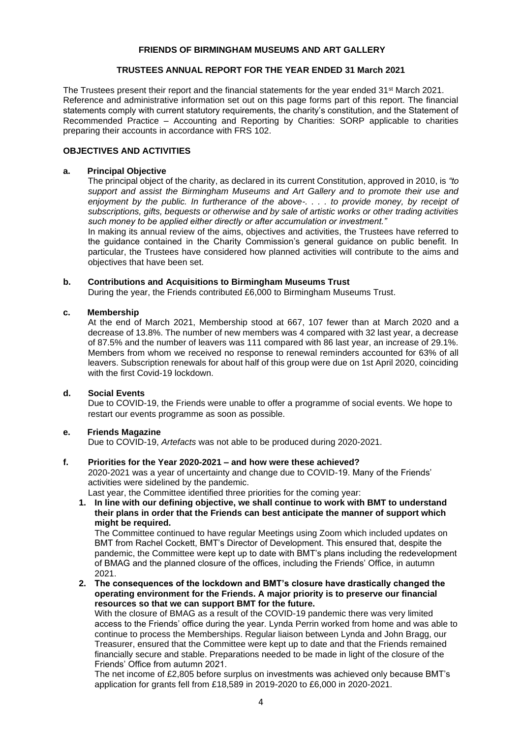**FRIENDS OF BIRMINGHAM MUSEUMS AND ART GALLERY**

**TRUSTEES ANNUAL REPORT FOR THE YEAR ENDED 31 March 2021**

The Trustees present their report and the financial statements for the year ended 31st March 2021. Reference and administrative information set out on this page forms part of this report. The financial statements comply with current statutory requirements, the charity's constitution, and the Statement of Recommended Practice – Accounting and Reporting by Charities: SORP applicable to charities preparing their accounts in accordance with FRS 102.

**OBJECTIVES AND ACTIVITIES**

**a. Principal Objective**

The principal object of the charity, as declared in its current Constitution, approved in 2010, is *"to support and assist the Birmingham Museums and Art Gallery and to promote their use and enjoyment by the public. In furtherance of the above-. . . . to provide money, by receipt of subscriptions, gifts, bequests or otherwise and by sale of artistic works or other trading activities such money to be applied either directly or after accumulation or investment."*

In making its annual review of the aims, objectives and activities, the Trustees have referred to the guidance contained in the Charity Commission's general guidance on public benefit. In particular, the Trustees have considered how planned activities will contribute to the aims and objectives that have been set.

**b. Contributions and Acquisitions to Birmingham Museums Trust**

During the year, the Friends contributed £6,000 to Birmingham Museums Trust.

**c. Membership**

At the end of March 2021, Membership stood at 667, 107 fewer than at March 2020 and a decrease of 13.8%. The number of new members was 4 compared with 32 last year, a decrease of 87.5% and the number of leavers was 111 compared with 86 last year, an increase of 29.1%. Members from whom we received no response to renewal reminders accounted for 63% of all leavers. Subscription renewals for about half of this group were due on 1st April 2020, coinciding with the first Covid-19 lockdown.

**d. Social Events**

Due to COVID-19, the Friends were unable to offer a programme of social events. We hope to restart our events programme as soon as possible.

**e. Friends Magazine**

Due to COVID-19, *Artefacts* was not able to be produced during 2020-2021.

**f. Priorities for the Year 2020-2021 – and how were these achieved?**

2020-2021 was a year of uncertainty and change due to COVID-19. Many of the Friends' activities were sidelined by the pandemic.

Last year, the Committee identified three priorities for the coming year:

1. **In line with our defining objective, we shall continue to work with BMT to understand their plans in order that the Friends can best anticipate the manner of support which might be required.**

   The Committee continued to have regular Meetings using Zoom which included updates on BMT from Rachel Cockett, BMT's Director of Development. This ensured that, despite the pandemic, the Committee were kept up to date with BMT's plans including the redevelopment of BMAG and the planned closure of the offices, including the Friends' Office, in autumn 2021.

2. **The consequences of the lockdown and BMT's closure have drastically changed the operating environment for the Friends. A major priority is to preserve our financial resources so that we can support BMT for the future.**

   With the closure of BMAG as a result of the COVID-19 pandemic there was very limited access to the Friends' office during the year. Lynda Perrin worked from home and was able to continue to process the Memberships. Regular liaison between Lynda and John Bragg, our Treasurer, ensured that the Committee were kept up to date and that the Friends remained financially secure and stable. Preparations needed to be made in light of the closure of the Friends' Office from autumn 2021.

   The net income of £2,805 before surplus on investments was achieved only because BMT's application for grants fell from £18,589 in 2019-2020 to £6,000 in 2020-2021.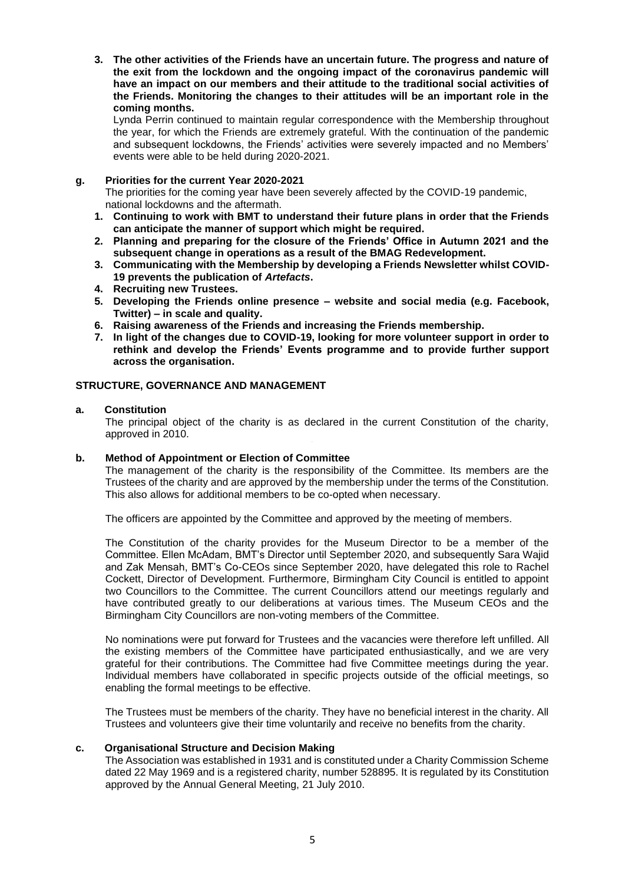3. **The other activities of the Friends have an uncertain future. The progress and nature of the exit from the lockdown and the ongoing impact of the coronavirus pandemic will have an impact on our members and their attitude to the traditional social activities of the Friends. Monitoring the changes to their attitudes will be an important role in the coming months.**

   Lynda Perrin continued to maintain regular correspondence with the Membership throughout the year, for which the Friends are extremely grateful. With the continuation of the pandemic and subsequent lockdowns, the Friends' activities were severely impacted and no Members' events were able to be held during 2020-2021.

**g. Priorities for the current Year 2020-2021**

The priorities for the coming year have been severely affected by the COVID-19 pandemic, national lockdowns and the aftermath.

1. **Continuing to work with BMT to understand their future plans in order that the Friends can anticipate the manner of support which might be required.**
2. **Planning and preparing for the closure of the Friends' Office in Autumn 2021 and the subsequent change in operations as a result of the BMAG Redevelopment.**
3. **Communicating with the Membership by developing a Friends Newsletter whilst COVID-19 prevents the publication of *Artefacts*.**
4. **Recruiting new Trustees.**
5. **Developing the Friends online presence – website and social media (e.g. Facebook, Twitter) – in scale and quality.**
6. **Raising awareness of the Friends and increasing the Friends membership.**
7. **In light of the changes due to COVID-19, looking for more volunteer support in order to rethink and develop the Friends' Events programme and to provide further support across the organisation.**

## STRUCTURE, GOVERNANCE AND MANAGEMENT

**a. Constitution**

The principal object of the charity is as declared in the current Constitution of the charity, approved in 2010.

**b. Method of Appointment or Election of Committee**

The management of the charity is the responsibility of the Committee. Its members are the Trustees of the charity and are approved by the membership under the terms of the Constitution. This also allows for additional members to be co-opted when necessary.

The officers are appointed by the Committee and approved by the meeting of members.

The Constitution of the charity provides for the Museum Director to be a member of the Committee. Ellen McAdam, BMT's Director until September 2020, and subsequently Sara Wajid and Zak Mensah, BMT's Co-CEOs since September 2020, have delegated this role to Rachel Cockett, Director of Development. Furthermore, Birmingham City Council is entitled to appoint two Councillors to the Committee. The current Councillors attend our meetings regularly and have contributed greatly to our deliberations at various times. The Museum CEOs and the Birmingham City Councillors are non-voting members of the Committee.

No nominations were put forward for Trustees and the vacancies were therefore left unfilled. All the existing members of the Committee have participated enthusiastically, and we are very grateful for their contributions. The Committee had five Committee meetings during the year. Individual members have collaborated in specific projects outside of the official meetings, so enabling the formal meetings to be effective.

The Trustees must be members of the charity. They have no beneficial interest in the charity. All Trustees and volunteers give their time voluntarily and receive no benefits from the charity.

**c. Organisational Structure and Decision Making**

The Association was established in 1931 and is constituted under a Charity Commission Scheme dated 22 May 1969 and is a registered charity, number 528895. It is regulated by its Constitution approved by the Annual General Meeting, 21 July 2010.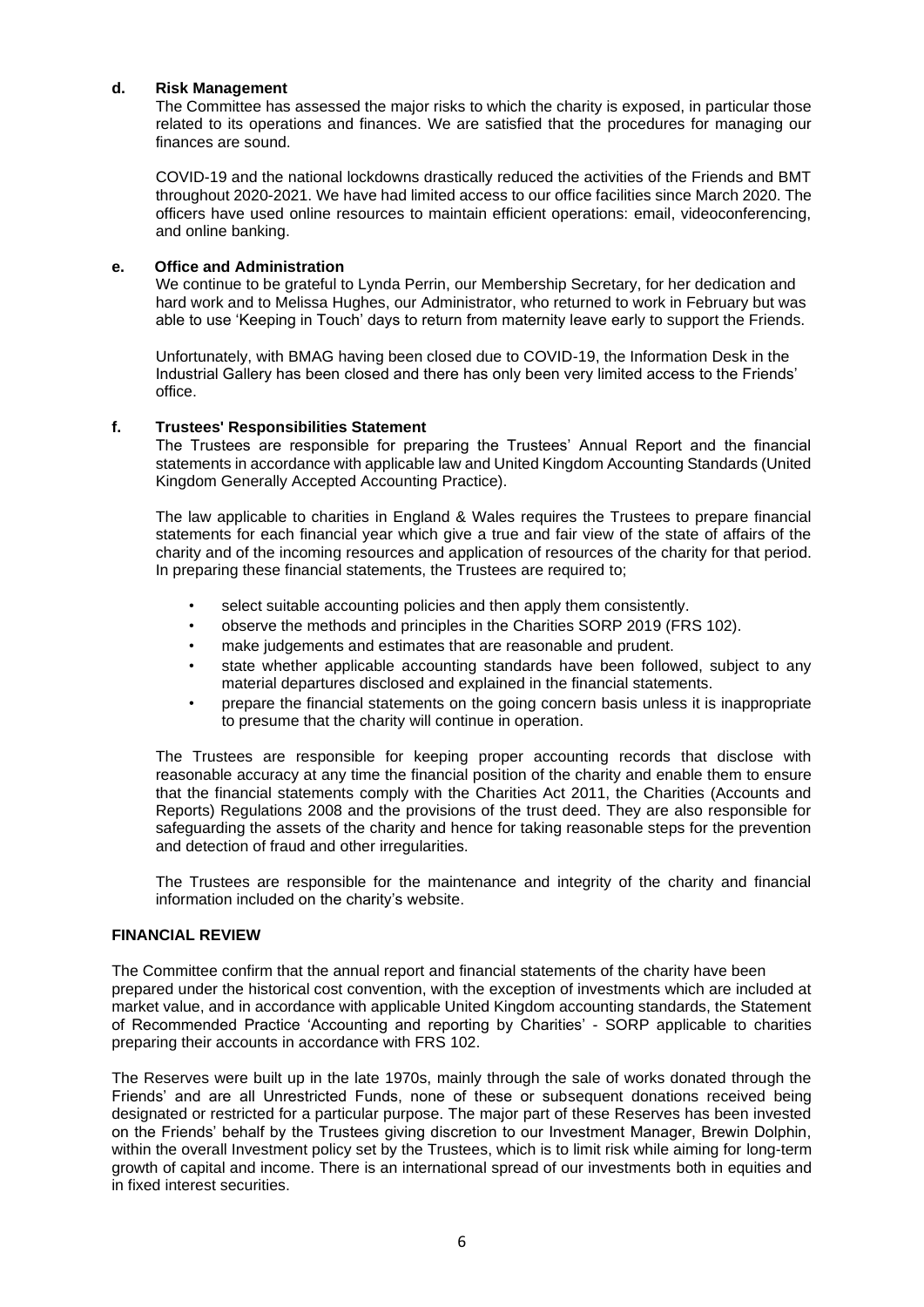### d. Risk Management

The Committee has assessed the major risks to which the charity is exposed, in particular those related to its operations and finances. We are satisfied that the procedures for managing our finances are sound.

COVID-19 and the national lockdowns drastically reduced the activities of the Friends and BMT throughout 2020-2021. We have had limited access to our office facilities since March 2020. The officers have used online resources to maintain efficient operations: email, videoconferencing, and online banking.

### e. Office and Administration

We continue to be grateful to Lynda Perrin, our Membership Secretary, for her dedication and hard work and to Melissa Hughes, our Administrator, who returned to work in February but was able to use 'Keeping in Touch' days to return from maternity leave early to support the Friends.

Unfortunately, with BMAG having been closed due to COVID-19, the Information Desk in the Industrial Gallery has been closed and there has only been very limited access to the Friends' office.

### f. Trustees' Responsibilities Statement

The Trustees are responsible for preparing the Trustees' Annual Report and the financial statements in accordance with applicable law and United Kingdom Accounting Standards (United Kingdom Generally Accepted Accounting Practice).

The law applicable to charities in England & Wales requires the Trustees to prepare financial statements for each financial year which give a true and fair view of the state of affairs of the charity and of the incoming resources and application of resources of the charity for that period. In preparing these financial statements, the Trustees are required to;

- select suitable accounting policies and then apply them consistently.
- observe the methods and principles in the Charities SORP 2019 (FRS 102).
- make judgements and estimates that are reasonable and prudent.
- state whether applicable accounting standards have been followed, subject to any material departures disclosed and explained in the financial statements.
- prepare the financial statements on the going concern basis unless it is inappropriate to presume that the charity will continue in operation.

The Trustees are responsible for keeping proper accounting records that disclose with reasonable accuracy at any time the financial position of the charity and enable them to ensure that the financial statements comply with the Charities Act 2011, the Charities (Accounts and Reports) Regulations 2008 and the provisions of the trust deed. They are also responsible for safeguarding the assets of the charity and hence for taking reasonable steps for the prevention and detection of fraud and other irregularities.

The Trustees are responsible for the maintenance and integrity of the charity and financial information included on the charity's website.

## FINANCIAL REVIEW

The Committee confirm that the annual report and financial statements of the charity have been prepared under the historical cost convention, with the exception of investments which are included at market value, and in accordance with applicable United Kingdom accounting standards, the Statement of Recommended Practice 'Accounting and reporting by Charities' - SORP applicable to charities preparing their accounts in accordance with FRS 102.

The Reserves were built up in the late 1970s, mainly through the sale of works donated through the Friends' and are all Unrestricted Funds, none of these or subsequent donations received being designated or restricted for a particular purpose. The major part of these Reserves has been invested on the Friends' behalf by the Trustees giving discretion to our Investment Manager, Brewin Dolphin, within the overall Investment policy set by the Trustees, which is to limit risk while aiming for long-term growth of capital and income. There is an international spread of our investments both in equities and in fixed interest securities.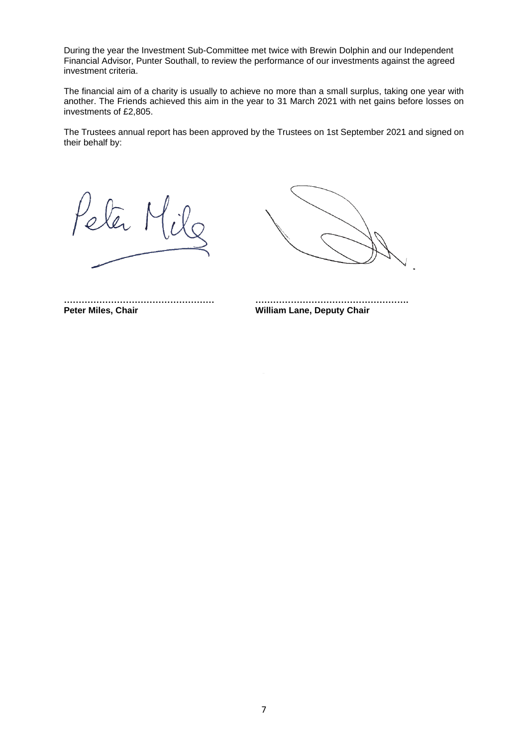During the year the Investment Sub-Committee met twice with Brewin Dolphin and our Independent Financial Advisor, Punter Southall, to review the performance of our investments against the agreed investment criteria.

The financial aim of a charity is usually to achieve no more than a small surplus, taking one year with another. The Friends achieved this aim in the year to 31 March 2021 with net gains before losses on investments of £2,805.

The Trustees annual report has been approved by the Trustees on 1st September 2021 and signed on their behalf by:

| …………………………………………… | …………………………………………… |
| --- | --- |
| **Peter Miles, Chair** | **William Lane, Deputy Chair** |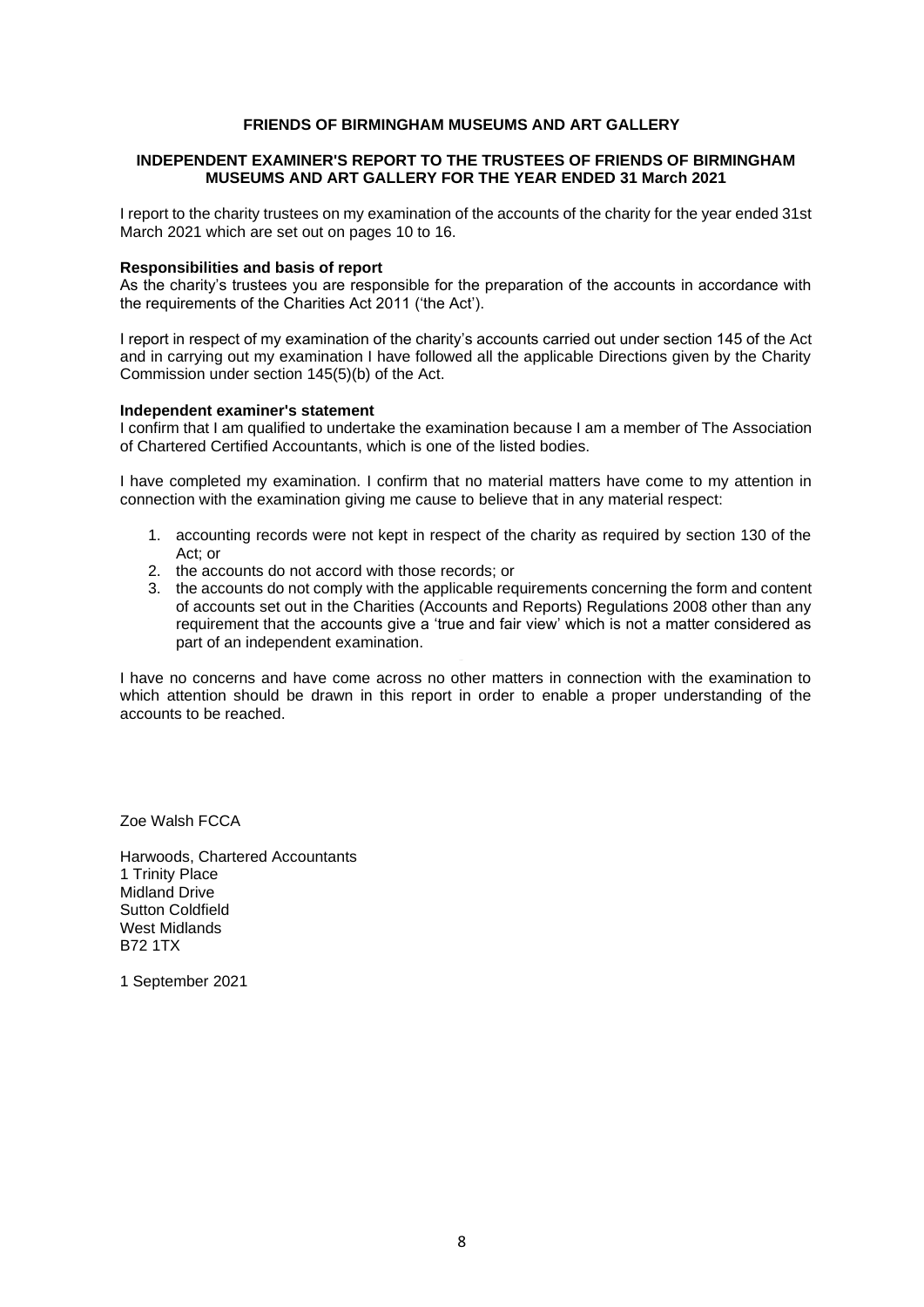**FRIENDS OF BIRMINGHAM MUSEUMS AND ART GALLERY**

**INDEPENDENT EXAMINER'S REPORT TO THE TRUSTEES OF FRIENDS OF BIRMINGHAM MUSEUMS AND ART GALLERY FOR THE YEAR ENDED 31 March 2021**

I report to the charity trustees on my examination of the accounts of the charity for the year ended 31st March 2021 which are set out on pages 10 to 16.

**Responsibilities and basis of report**

As the charity's trustees you are responsible for the preparation of the accounts in accordance with the requirements of the Charities Act 2011 ('the Act').

I report in respect of my examination of the charity's accounts carried out under section 145 of the Act and in carrying out my examination I have followed all the applicable Directions given by the Charity Commission under section 145(5)(b) of the Act.

**Independent examiner's statement**

I confirm that I am qualified to undertake the examination because I am a member of The Association of Chartered Certified Accountants, which is one of the listed bodies.

I have completed my examination. I confirm that no material matters have come to my attention in connection with the examination giving me cause to believe that in any material respect:

1. accounting records were not kept in respect of the charity as required by section 130 of the Act; or
2. the accounts do not accord with those records; or
3. the accounts do not comply with the applicable requirements concerning the form and content of accounts set out in the Charities (Accounts and Reports) Regulations 2008 other than any requirement that the accounts give a 'true and fair view' which is not a matter considered as part of an independent examination.

I have no concerns and have come across no other matters in connection with the examination to which attention should be drawn in this report in order to enable a proper understanding of the accounts to be reached.

Zoe Walsh FCCA

Harwoods, Chartered Accountants
1 Trinity Place
Midland Drive
Sutton Coldfield
West Midlands
B72 1TX

1 September 2021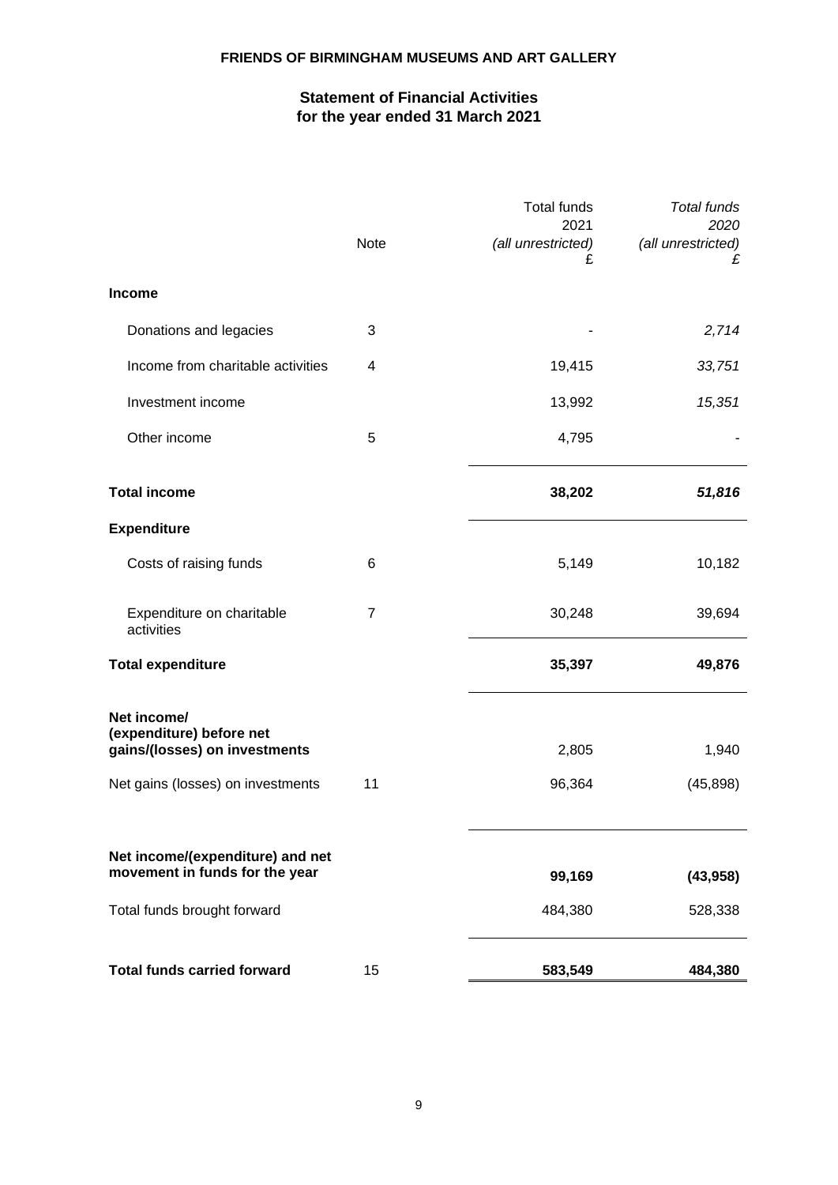**FRIENDS OF BIRMINGHAM MUSEUMS AND ART GALLERY**

## Statement of Financial Activities for the year ended 31 March 2021

| | Note | Total funds 2021 (all unrestricted) £ | *Total funds 2020 (all unrestricted) £* |
|---|---|---|---|
| **Income** | | | |
| Donations and legacies | 3 | - | *2,714* |
| Income from charitable activities | 4 | 19,415 | *33,751* |
| Investment income | | 13,992 | *15,351* |
| Other income | 5 | 4,795 | - |
| **Total income** | | **38,202** | ***51,816*** |
| **Expenditure** | | | |
| Costs of raising funds | 6 | 5,149 | 10,182 |
| Expenditure on charitable activities | 7 | 30,248 | 39,694 |
| **Total expenditure** | | **35,397** | **49,876** |
| **Net income/ (expenditure) before net gains/(losses) on investments** | | 2,805 | 1,940 |
| Net gains (losses) on investments | 11 | 96,364 | (45,898) |
| **Net income/(expenditure) and net movement in funds for the year** | | **99,169** | **(43,958)** |
| Total funds brought forward | | 484,380 | 528,338 |
| **Total funds carried forward** | 15 | **583,549** | **484,380** |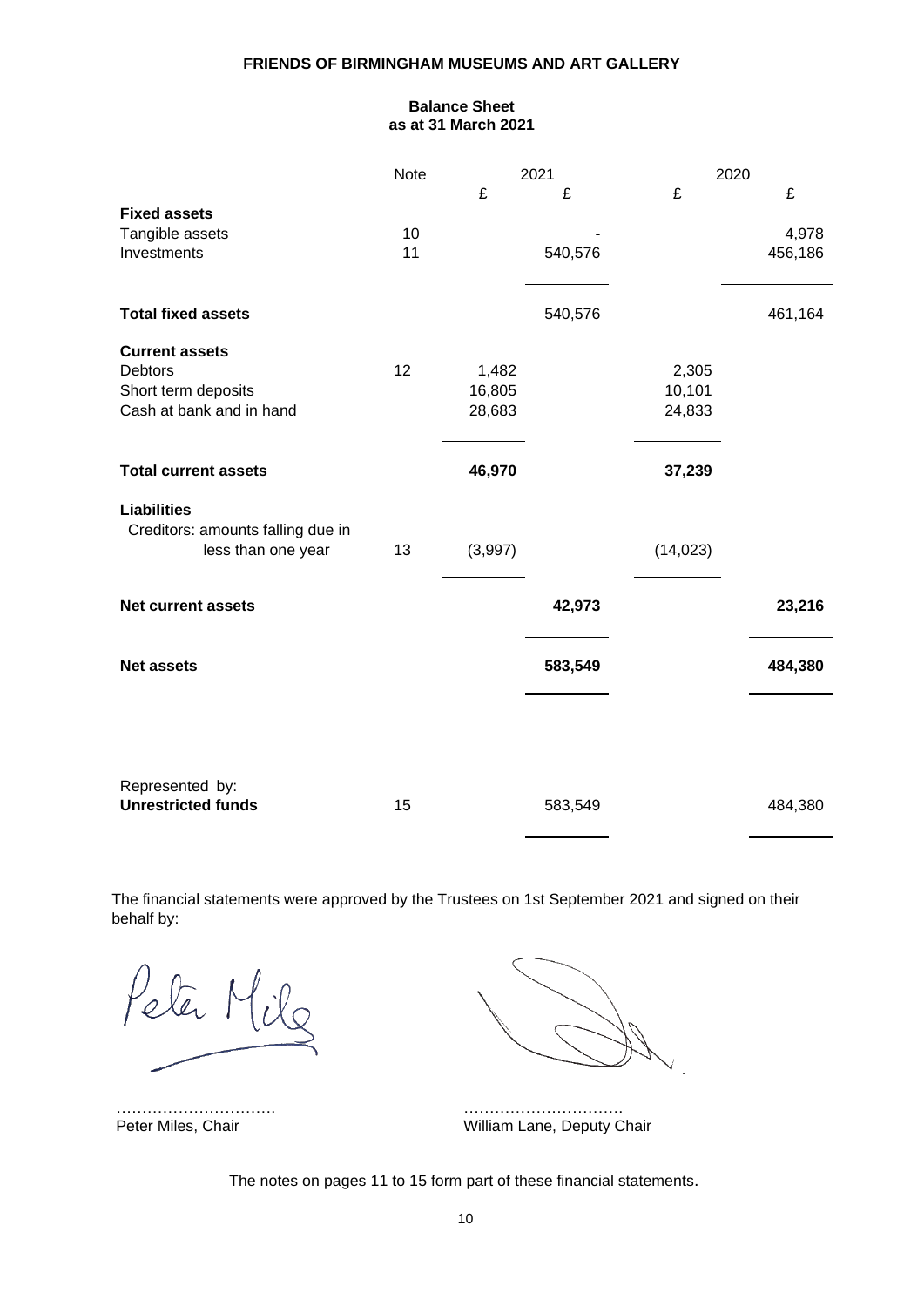# FRIENDS OF BIRMINGHAM MUSEUMS AND ART GALLERY

## Balance Sheet
## as at 31 March 2021

| | Note | 2021 £ | 2021 £ | 2020 £ | 2020 £ |
|---|---|---|---|---|---|
| **Fixed assets** | | | | | |
| Tangible assets | 10 | | - | | 4,978 |
| Investments | 11 | | 540,576 | | 456,186 |
| **Total fixed assets** | | | 540,576 | | 461,164 |
| **Current assets** | | | | | |
| Debtors | 12 | 1,482 | | 2,305 | |
| Short term deposits | | 16,805 | | 10,101 | |
| Cash at bank and in hand | | 28,683 | | 24,833 | |
| **Total current assets** | | **46,970** | | **37,239** | |
| **Liabilities** | | | | | |
| Creditors: amounts falling due in less than one year | 13 | (3,997) | | (14,023) | |
| **Net current assets** | | | **42,973** | | **23,216** |
| **Net assets** | | | **583,549** | | **484,380** |
| Represented by: | | | | | |
| **Unrestricted funds** | 15 | | 583,549 | | 484,380 |

The financial statements were approved by the Trustees on 1st September 2021 and signed on their behalf by:

…………………………
Peter Miles, Chair

…………………………
William Lane, Deputy Chair

The notes on pages 11 to 15 form part of these financial statements.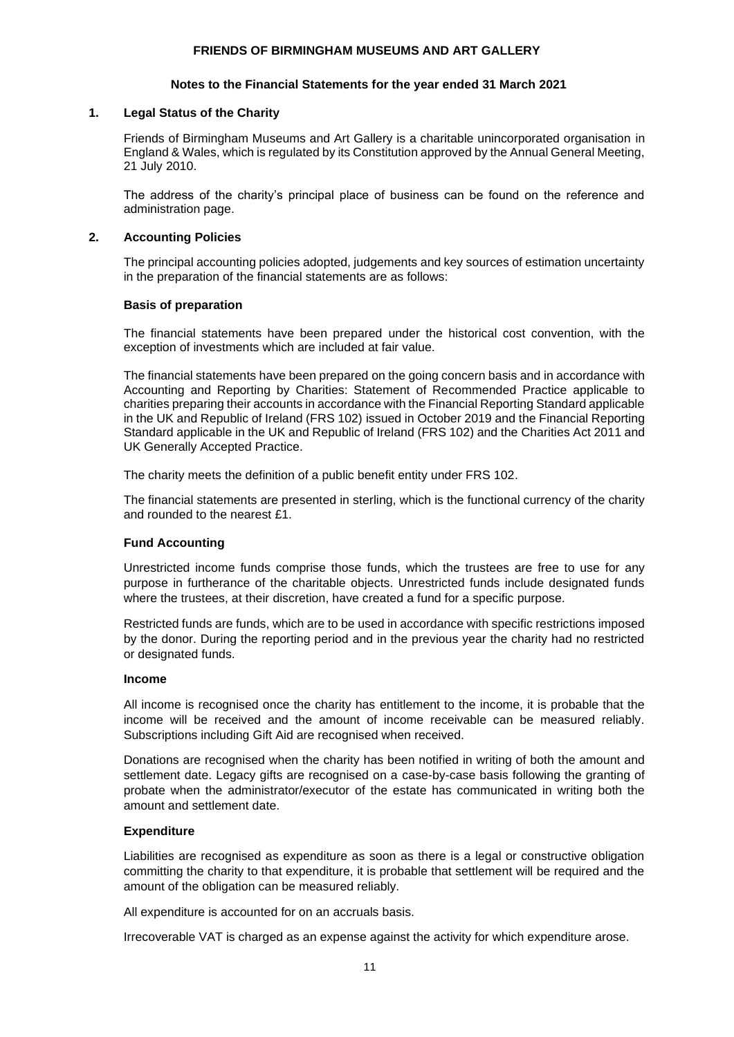**FRIENDS OF BIRMINGHAM MUSEUMS AND ART GALLERY**

**Notes to the Financial Statements for the year ended 31 March 2021**

## 1. Legal Status of the Charity

Friends of Birmingham Museums and Art Gallery is a charitable unincorporated organisation in England & Wales, which is regulated by its Constitution approved by the Annual General Meeting, 21 July 2010.

The address of the charity's principal place of business can be found on the reference and administration page.

## 2. Accounting Policies

The principal accounting policies adopted, judgements and key sources of estimation uncertainty in the preparation of the financial statements are as follows:

### Basis of preparation

The financial statements have been prepared under the historical cost convention, with the exception of investments which are included at fair value.

The financial statements have been prepared on the going concern basis and in accordance with Accounting and Reporting by Charities: Statement of Recommended Practice applicable to charities preparing their accounts in accordance with the Financial Reporting Standard applicable in the UK and Republic of Ireland (FRS 102) issued in October 2019 and the Financial Reporting Standard applicable in the UK and Republic of Ireland (FRS 102) and the Charities Act 2011 and UK Generally Accepted Practice.

The charity meets the definition of a public benefit entity under FRS 102.

The financial statements are presented in sterling, which is the functional currency of the charity and rounded to the nearest £1.

### Fund Accounting

Unrestricted income funds comprise those funds, which the trustees are free to use for any purpose in furtherance of the charitable objects. Unrestricted funds include designated funds where the trustees, at their discretion, have created a fund for a specific purpose.

Restricted funds are funds, which are to be used in accordance with specific restrictions imposed by the donor. During the reporting period and in the previous year the charity had no restricted or designated funds.

### Income

All income is recognised once the charity has entitlement to the income, it is probable that the income will be received and the amount of income receivable can be measured reliably. Subscriptions including Gift Aid are recognised when received.

Donations are recognised when the charity has been notified in writing of both the amount and settlement date. Legacy gifts are recognised on a case-by-case basis following the granting of probate when the administrator/executor of the estate has communicated in writing both the amount and settlement date.

### Expenditure

Liabilities are recognised as expenditure as soon as there is a legal or constructive obligation committing the charity to that expenditure, it is probable that settlement will be required and the amount of the obligation can be measured reliably.

All expenditure is accounted for on an accruals basis.

Irrecoverable VAT is charged as an expense against the activity for which expenditure arose.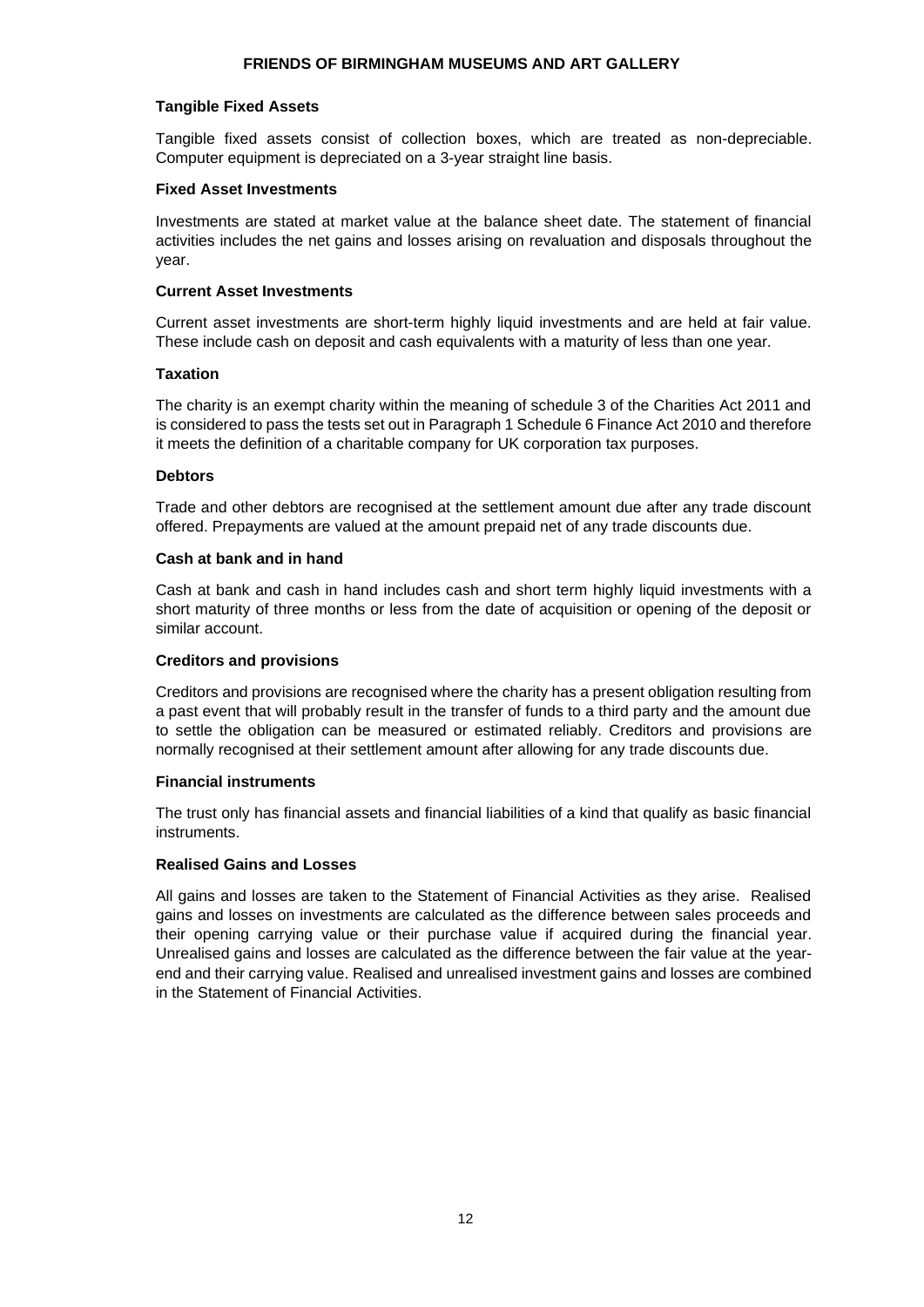**Tangible Fixed Assets**

Tangible fixed assets consist of collection boxes, which are treated as non-depreciable. Computer equipment is depreciated on a 3-year straight line basis.

**Fixed Asset Investments**

Investments are stated at market value at the balance sheet date. The statement of financial activities includes the net gains and losses arising on revaluation and disposals throughout the year.

**Current Asset Investments**

Current asset investments are short-term highly liquid investments and are held at fair value. These include cash on deposit and cash equivalents with a maturity of less than one year.

**Taxation**

The charity is an exempt charity within the meaning of schedule 3 of the Charities Act 2011 and is considered to pass the tests set out in Paragraph 1 Schedule 6 Finance Act 2010 and therefore it meets the definition of a charitable company for UK corporation tax purposes.

**Debtors**

Trade and other debtors are recognised at the settlement amount due after any trade discount offered. Prepayments are valued at the amount prepaid net of any trade discounts due.

**Cash at bank and in hand**

Cash at bank and cash in hand includes cash and short term highly liquid investments with a short maturity of three months or less from the date of acquisition or opening of the deposit or similar account.

**Creditors and provisions**

Creditors and provisions are recognised where the charity has a present obligation resulting from a past event that will probably result in the transfer of funds to a third party and the amount due to settle the obligation can be measured or estimated reliably. Creditors and provisions are normally recognised at their settlement amount after allowing for any trade discounts due.

**Financial instruments**

The trust only has financial assets and financial liabilities of a kind that qualify as basic financial instruments.

**Realised Gains and Losses**

All gains and losses are taken to the Statement of Financial Activities as they arise. Realised gains and losses on investments are calculated as the difference between sales proceeds and their opening carrying value or their purchase value if acquired during the financial year. Unrealised gains and losses are calculated as the difference between the fair value at the year-end and their carrying value. Realised and unrealised investment gains and losses are combined in the Statement of Financial Activities.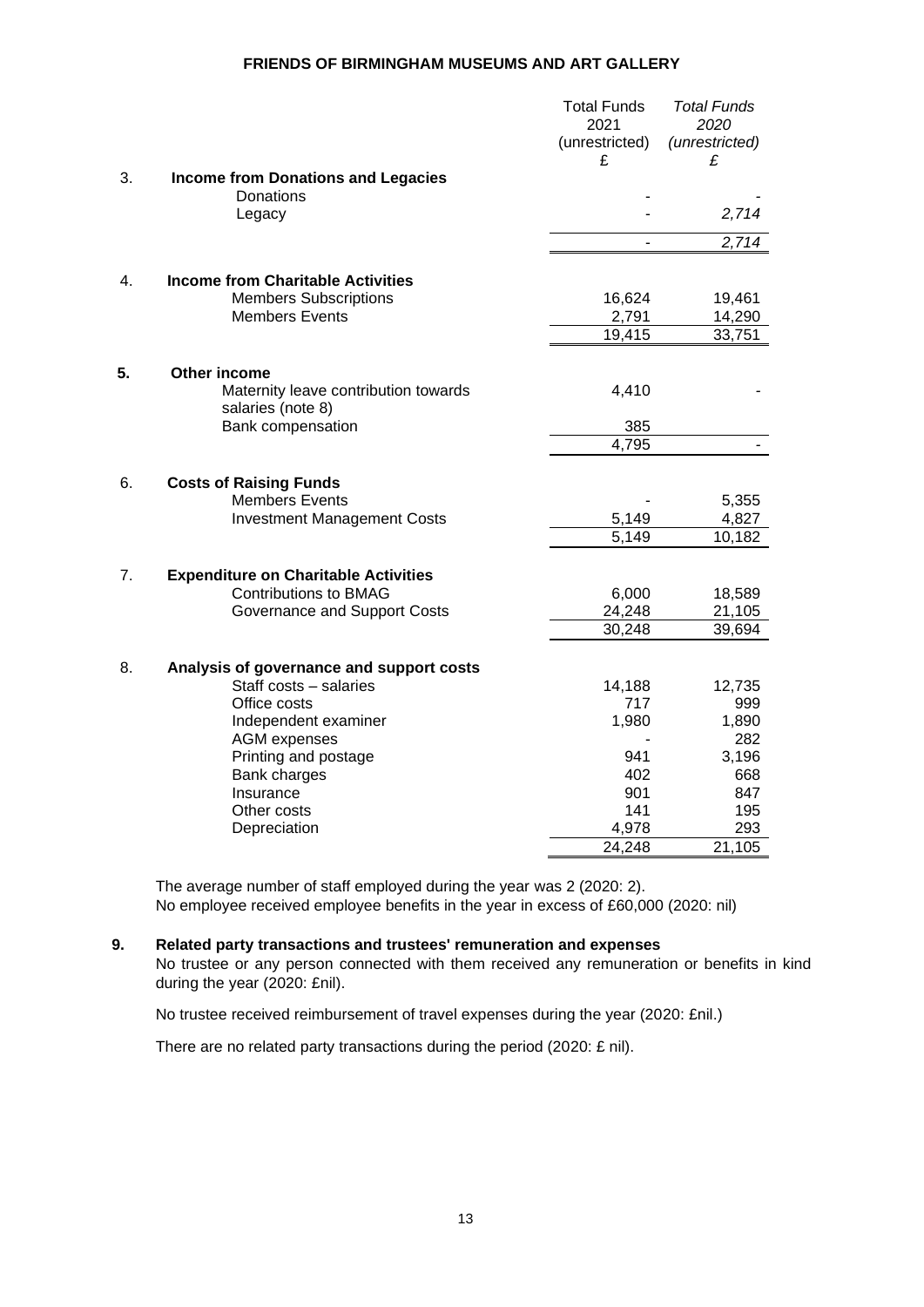**FRIENDS OF BIRMINGHAM MUSEUMS AND ART GALLERY**

| | | Total Funds 2021 (unrestricted) £ | *Total Funds 2020 (unrestricted) £* |
|---|---|---|---|
| 3. | **Income from Donations and Legacies** | | |
| | Donations | - | - |
| | Legacy | - | *2,714* |
| | | - | *2,714* |
| 4. | **Income from Charitable Activities** | | |
| | Members Subscriptions | 16,624 | 19,461 |
| | Members Events | 2,791 | 14,290 |
| | | 19,415 | 33,751 |
| **5.** | **Other income** | | |
| | Maternity leave contribution towards salaries (note 8) | 4,410 | - |
| | Bank compensation | 385 | |
| | | 4,795 | - |
| 6. | **Costs of Raising Funds** | | |
| | Members Events | - | 5,355 |
| | Investment Management Costs | 5,149 | 4,827 |
| | | 5,149 | 10,182 |
| 7. | **Expenditure on Charitable Activities** | | |
| | Contributions to BMAG | 6,000 | 18,589 |
| | Governance and Support Costs | 24,248 | 21,105 |
| | | 30,248 | 39,694 |
| 8. | **Analysis of governance and support costs** | | |
| | Staff costs – salaries | 14,188 | 12,735 |
| | Office costs | 717 | 999 |
| | Independent examiner | 1,980 | 1,890 |
| | AGM expenses | - | 282 |
| | Printing and postage | 941 | 3,196 |
| | Bank charges | 402 | 668 |
| | Insurance | 901 | 847 |
| | Other costs | 141 | 195 |
| | Depreciation | 4,978 | 293 |
| | | 24,248 | 21,105 |

The average number of staff employed during the year was 2 (2020: 2).
No employee received employee benefits in the year in excess of £60,000 (2020: nil)

**9. Related party transactions and trustees' remuneration and expenses**

No trustee or any person connected with them received any remuneration or benefits in kind during the year (2020: £nil).

No trustee received reimbursement of travel expenses during the year (2020: £nil.)

There are no related party transactions during the period (2020: £ nil).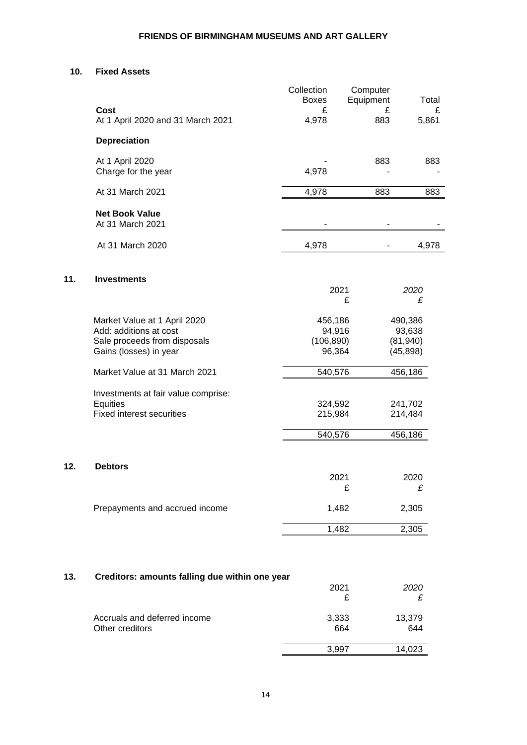## 10. Fixed Assets

| | Collection Boxes | Computer Equipment | Total |
|---|---|---|---|
| **Cost** | £ | £ | £ |
| At 1 April 2020 and 31 March 2021 | 4,978 | 883 | 5,861 |
| **Depreciation** | | | |
| At 1 April 2020 | - | 883 | 883 |
| Charge for the year | 4,978 | - | - |
| At 31 March 2021 | 4,978 | 883 | 883 |
| **Net Book Value** | | | |
| At 31 March 2021 | - | - | - |
| At 31 March 2020 | 4,978 | - | 4,978 |

## 11. Investments

| | 2021 | *2020* |
|---|---|---|
| | £ | *£* |
| Market Value at 1 April 2020 | 456,186 | 490,386 |
| Add: additions at cost | 94,916 | 93,638 |
| Sale proceeds from disposals | (106,890) | (81,940) |
| Gains (losses) in year | 96,364 | (45,898) |
| Market Value at 31 March 2021 | 540,576 | 456,186 |
| Investments at fair value comprise: | | |
| Equities | 324,592 | 241,702 |
| Fixed interest securities | 215,984 | 214,484 |
| | 540,576 | 456,186 |

## 12. Debtors

| | 2021 | 2020 |
|---|---|---|
| | £ | *£* |
| Prepayments and accrued income | 1,482 | 2,305 |
| | 1,482 | 2,305 |

## 13. Creditors: amounts falling due within one year

| | 2021 | *2020* |
|---|---|---|
| | £ | *£* |
| Accruals and deferred income | 3,333 | 13,379 |
| Other creditors | 664 | 644 |
| | 3,997 | 14,023 |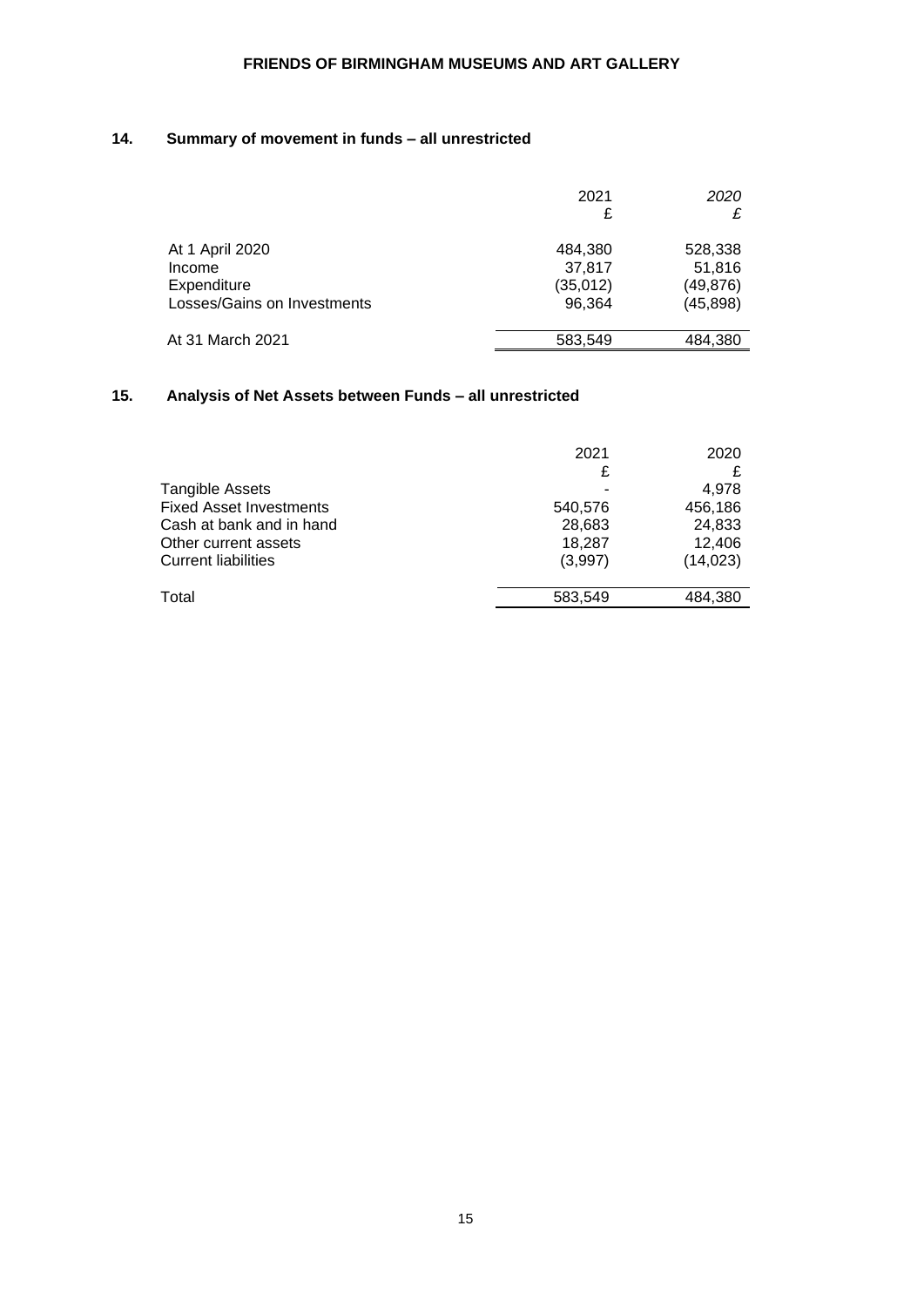## 14. Summary of movement in funds – all unrestricted

| | 2021 | *2020* |
|---|---|---|
| | £ | *£* |
| At 1 April 2020 | 484,380 | 528,338 |
| Income | 37,817 | 51,816 |
| Expenditure | (35,012) | (49,876) |
| Losses/Gains on Investments | 96,364 | (45,898) |
| At 31 March 2021 | 583,549 | 484,380 |

## 15. Analysis of Net Assets between Funds – all unrestricted

| | 2021 | 2020 |
|---|---|---|
| | £ | £ |
| Tangible Assets | - | 4,978 |
| Fixed Asset Investments | 540,576 | 456,186 |
| Cash at bank and in hand | 28,683 | 24,833 |
| Other current assets | 18,287 | 12,406 |
| Current liabilities | (3,997) | (14,023) |
| Total | 583,549 | 484,380 |